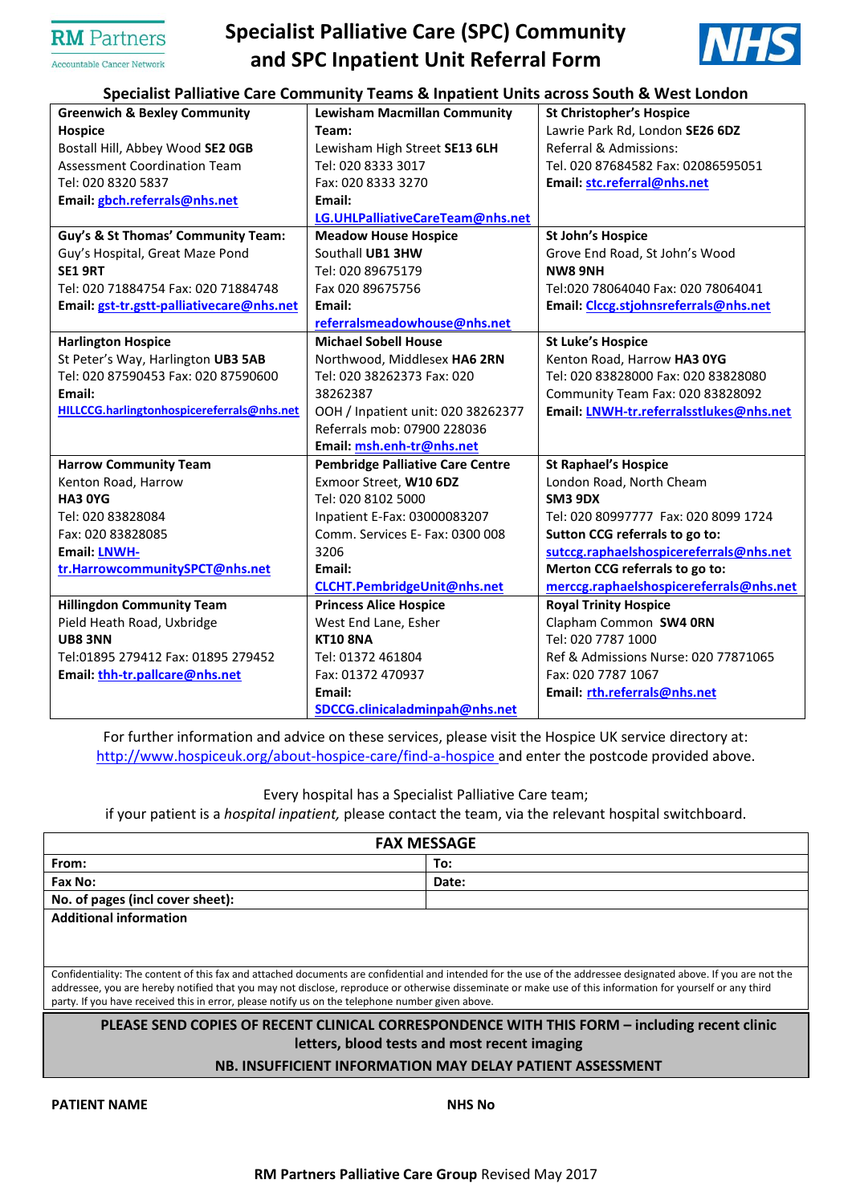RM Partners
Accountable Cancer Network

# Specialist Palliative Care (SPC) Community and SPC Inpatient Unit Referral Form

NHS

## Specialist Palliative Care Community Teams & Inpatient Units across South & West London

| | | |
|---|---|---|
| **Greenwich & Bexley Community Hospice**<br>Bostall Hill, Abbey Wood **SE2 0GB**<br>Assessment Coordination Team<br>Tel: 020 8320 5837<br>**Email: gbch.referrals@nhs.net** | **Lewisham Macmillan Community Team:**<br>Lewisham High Street **SE13 6LH**<br>Tel: 020 8333 3017<br>Fax: 020 8333 3270<br>**Email: LG.UHLPalliativeCareTeam@nhs.net** | **St Christopher's Hospice**<br>Lawrie Park Rd, London **SE26 6DZ**<br>Referral & Admissions:<br>Tel. 020 87684582 Fax: 02086595051<br>**Email: stc.referral@nhs.net** |
| **Guy's & St Thomas' Community Team:**<br>Guy's Hospital, Great Maze Pond<br>**SE1 9RT**<br>Tel: 020 71884754 Fax: 020 71884748<br>**Email: gst-tr.gstt-palliativecare@nhs.net** | **Meadow House Hospice**<br>Southall **UB1 3HW**<br>Tel: 020 89675179<br>Fax 020 89675756<br>**Email: referralsmeadowhouse@nhs.net** | **St John's Hospice**<br>Grove End Road, St John's Wood<br>**NW8 9NH**<br>Tel:020 78064040 Fax: 020 78064041<br>**Email: Clccg.stjohnsreferrals@nhs.net** |
| **Harlington Hospice**<br>St Peter's Way, Harlington **UB3 5AB**<br>Tel: 020 87590453 Fax: 020 87590600<br>**Email: HILLCCG.harlingtonhospicereferrals@nhs.net** | **Michael Sobell House**<br>Northwood, Middlesex **HA6 2RN**<br>Tel: 020 38262373 Fax: 020 38262387<br>OOH / Inpatient unit: 020 38262377<br>Referrals mob: 07900 228036<br>**Email: msh.enh-tr@nhs.net** | **St Luke's Hospice**<br>Kenton Road, Harrow **HA3 0YG**<br>Tel: 020 83828000 Fax: 020 83828080<br>Community Team Fax: 020 83828092<br>**Email: LNWH-tr.referralsstlukes@nhs.net** |
| **Harrow Community Team**<br>Kenton Road, Harrow<br>**HA3 0YG**<br>Tel: 020 83828084<br>Fax: 020 83828085<br>**Email: LNWH-tr.HarrowcommunitySPCT@nhs.net** | **Pembridge Palliative Care Centre**<br>Exmoor Street, **W10 6DZ**<br>Tel: 020 8102 5000<br>Inpatient E-Fax: 03000083207<br>Comm. Services E- Fax: 0300 008 3206<br>**Email: CLCHT.PembridgeUnit@nhs.net** | **St Raphael's Hospice**<br>London Road, North Cheam<br>**SM3 9DX**<br>Tel: 020 80997777 Fax: 020 8099 1724<br>**Sutton CCG referrals to go to: sutccg.raphaelshospicereferrals@nhs.net**<br>**Merton CCG referrals to go to: merccg.raphaelshospicereferrals@nhs.net** |
| **Hillingdon Community Team**<br>Pield Heath Road, Uxbridge<br>**UB8 3NN**<br>Tel:01895 279412 Fax: 01895 279452<br>**Email: thh-tr.pallcare@nhs.net** | **Princess Alice Hospice**<br>West End Lane, Esher<br>**KT10 8NA**<br>Tel: 01372 461804<br>Fax: 01372 470937<br>**Email: SDCCG.clinicaladminpah@nhs.net** | **Royal Trinity Hospice**<br>Clapham Common **SW4 0RN**<br>Tel: 020 7787 1000<br>Ref & Admissions Nurse: 020 77871065<br>Fax: 020 7787 1067<br>**Email: rth.referrals@nhs.net** |

For further information and advice on these services, please visit the Hospice UK service directory at: http://www.hospiceuk.org/about-hospice-care/find-a-hospice and enter the postcode provided above.

Every hospital has a Specialist Palliative Care team;
if your patient is a *hospital inpatient,* please contact the team, via the relevant hospital switchboard.

| **FAX MESSAGE** | |
|---|---|
| **From:** | **To:** |
| **Fax No:** | **Date:** |
| **No. of pages (incl cover sheet):** | |
| **Additional information** | |

Confidentiality: The content of this fax and attached documents are confidential and intended for the use of the addressee designated above. If you are not the addressee, you are hereby notified that you may not disclose, reproduce or otherwise disseminate or make use of this information for yourself or any third party. If you have received this in error, please notify us on the telephone number given above.

**PLEASE SEND COPIES OF RECENT CLINICAL CORRESPONDENCE WITH THIS FORM – including recent clinic letters, blood tests and most recent imaging**

**NB. INSUFFICIENT INFORMATION MAY DELAY PATIENT ASSESSMENT**

**PATIENT NAME** **NHS No**

**RM Partners Palliative Care Group** Revised May 2017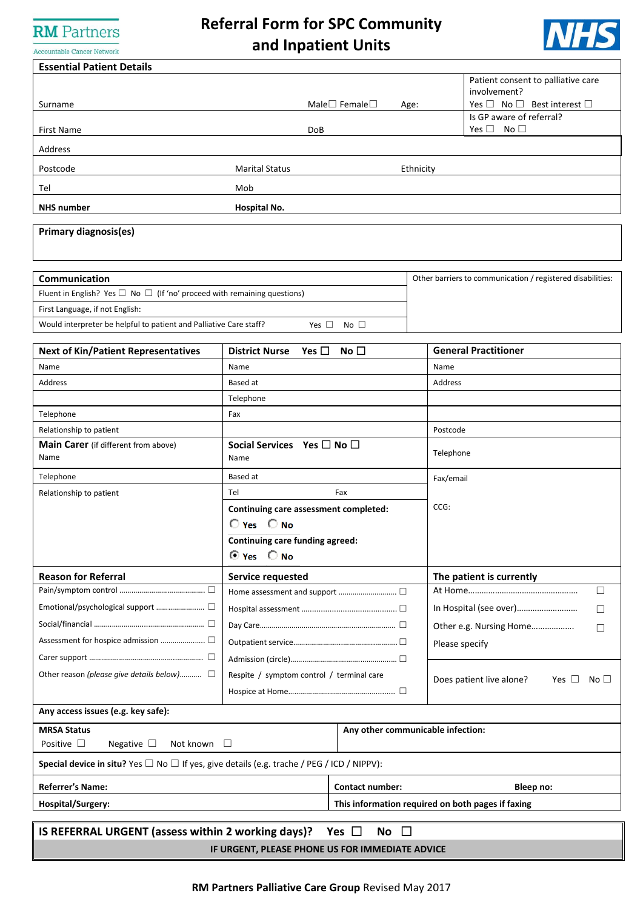RM Partners
Accountable Cancer Network

# Referral Form for SPC Community and Inpatient Units

NHS

## Essential Patient Details

| | | | |
|---|---|---|---|
| Surname | Male☐ Female☐ | Age: | Patient consent to palliative care involvement? Yes ☐ No ☐ Best interest ☐ |
| First Name | DoB | | Is GP aware of referral? Yes ☐ No ☐ |
| Address | | | |
| Postcode | Marital Status | Ethnicity | |
| Tel | Mob | | |
| **NHS number** | **Hospital No.** | | |

**Primary diagnosis(es)**

| **Communication** | Other barriers to communication / registered disabilities: |
|---|---|
| Fluent in English? Yes ☐ No ☐ (If 'no' proceed with remaining questions) | |
| First Language, if not English: | |
| Would interpreter be helpful to patient and Palliative Care staff? Yes ☐ No ☐ | |

| **Next of Kin/Patient Representatives** | **District Nurse** Yes ☐ No ☐ | **General Practitioner** |
|---|---|---|
| Name | Name | Name |
| Address | Based at | Address |
| | Telephone | |
| Telephone | Fax | |
| Relationship to patient | | Postcode |
| **Main Carer** (if different from above) Name | **Social Services** Yes ☐ No ☐ Name | Telephone |
| Telephone | Based at | Fax/email |
| Relationship to patient | Tel Fax | CCG: |
| | **Continuing care assessment completed:** ○ Yes ○ No | |
| | **Continuing care funding agreed:** ◉ Yes ○ No | |

| **Reason for Referral** | **Service requested** | **The patient is currently** |
|---|---|---|
| Pain/symptom control ☐ | Home assessment and support ☐ | At Home ☐ |
| Emotional/psychological support ☐ | Hospital assessment ☐ | In Hospital (see over) ☐ |
| Social/financial ☐ | Day Care ☐ | Other e.g. Nursing Home ☐ |
| Assessment for hospice admission ☐ | Outpatient service ☐ | Please specify |
| Carer support ☐ | Admission (circle) ☐ | |
| Other reason *(please give details below)* ☐ | Respite / symptom control / terminal care | Does patient live alone? Yes ☐ No ☐ |
| | Hospice at Home ☐ | |

**Any access issues (e.g. key safe):**

| **MRSA Status** Positive ☐ Negative ☐ Not known ☐ | **Any other communicable infection:** |
|---|---|

**Special device in situ?** Yes ☐ No ☐ If yes, give details (e.g. trache / PEG / ICD / NIPPV):

| **Referrer's Name:** | **Contact number:** **Bleep no:** |
|---|---|
| **Hospital/Surgery:** | **This information required on both pages if faxing** |

**IS REFERRAL URGENT (assess within 2 working days)? Yes ☐ No ☐**

**IF URGENT, PLEASE PHONE US FOR IMMEDIATE ADVICE**

**RM Partners Palliative Care Group** Revised May 2017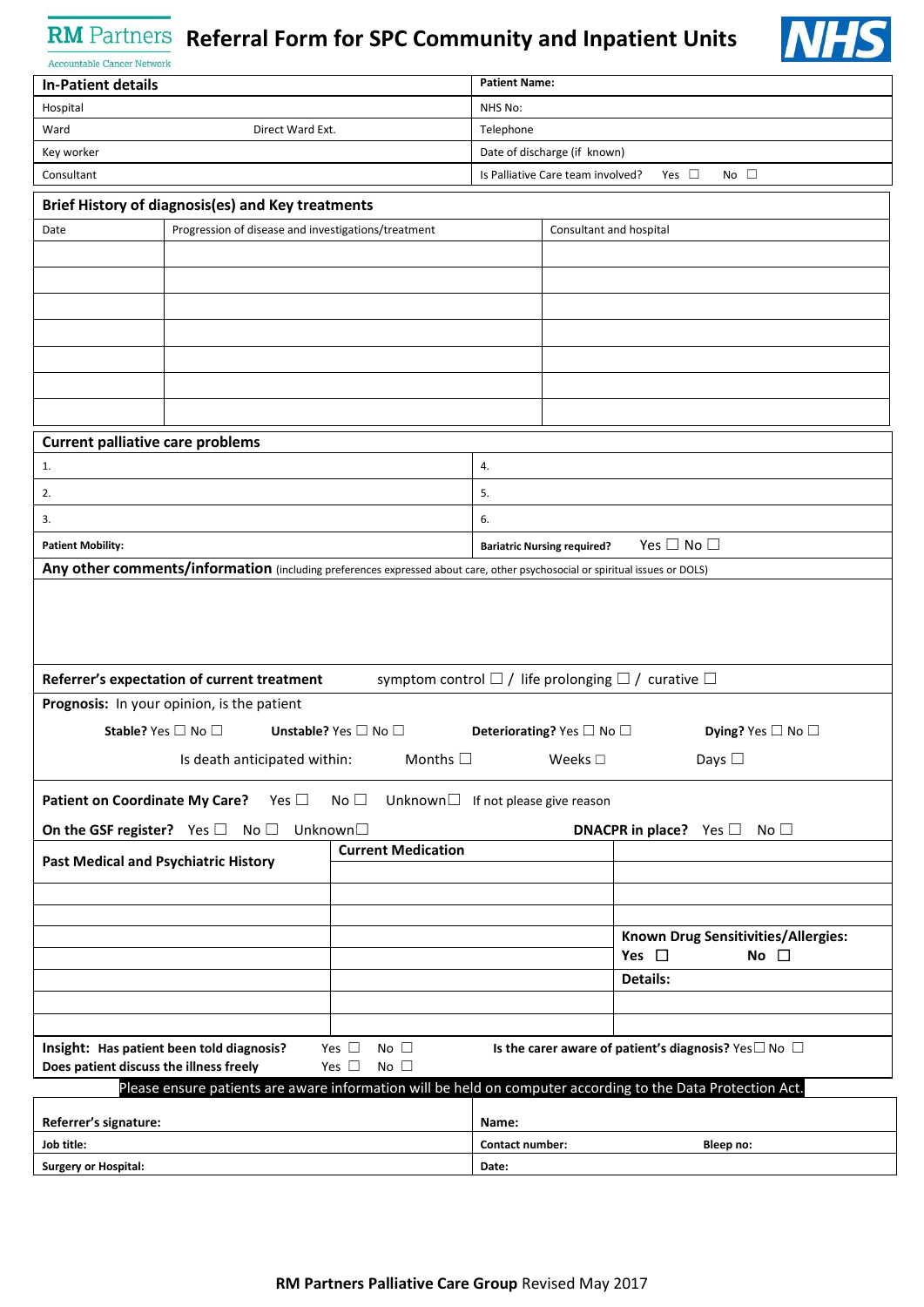# Referral Form for SPC Community and Inpatient Units

RM Partners
Accountable Cancer Network

NHS

| **In-Patient details** | **Patient Name:** |
|---|---|
| Hospital | NHS No: |
| Ward &nbsp;&nbsp;&nbsp;&nbsp;&nbsp;&nbsp;&nbsp;&nbsp; Direct Ward Ext. | Telephone |
| Key worker | Date of discharge (if known) |
| Consultant | Is Palliative Care team involved? Yes ☐ No ☐ |

## Brief History of diagnosis(es) and Key treatments

| Date | Progression of disease and investigations/treatment | Consultant and hospital |
|---|---|---|
| | | |
| | | |
| | | |
| | | |
| | | |
| | | |
| | | |

## Current palliative care problems

| | |
|---|---|
| 1. | 4. |
| 2. | 5. |
| 3. | 6. |
| **Patient Mobility:** | **Bariatric Nursing required?** Yes ☐ No ☐ |

**Any other comments/information** (including preferences expressed about care, other psychosocial or spiritual issues or DOLS)

**Referrer's expectation of current treatment** symptom control ☐ / life prolonging ☐ / curative ☐

**Prognosis:** In your opinion, is the patient

**Stable?** Yes ☐ No ☐ **Unstable?** Yes ☐ No ☐ **Deteriorating?** Yes ☐ No ☐ **Dying?** Yes ☐ No ☐

Is death anticipated within: Months ☐ Weeks ☐ Days ☐

**Patient on Coordinate My Care?** Yes ☐ No ☐ Unknown☐ If not please give reason

**On the GSF register?** Yes ☐ No ☐ Unknown☐ **DNACPR in place?** Yes ☐ No ☐

| **Past Medical and Psychiatric History** | **Current Medication** | |
|---|---|---|
| | | |
| | | |
| | | |
| | | **Known Drug Sensitivities/Allergies:** Yes ☐ No ☐ |
| | | **Details:** |
| | | |
| | | |

**Insight: Has patient been told diagnosis?** Yes ☐ No ☐ **Is the carer aware of patient's diagnosis?** Yes☐ No ☐

**Does patient discuss the illness freely** Yes ☐ No ☐

Please ensure patients are aware information will be held on computer according to the Data Protection Act.

| | | |
|---|---|---|
| **Referrer's signature:** | **Name:** | |
| **Job title:** | **Contact number:** | **Bleep no:** |
| **Surgery or Hospital:** | **Date:** | |

**RM Partners Palliative Care Group** Revised May 2017